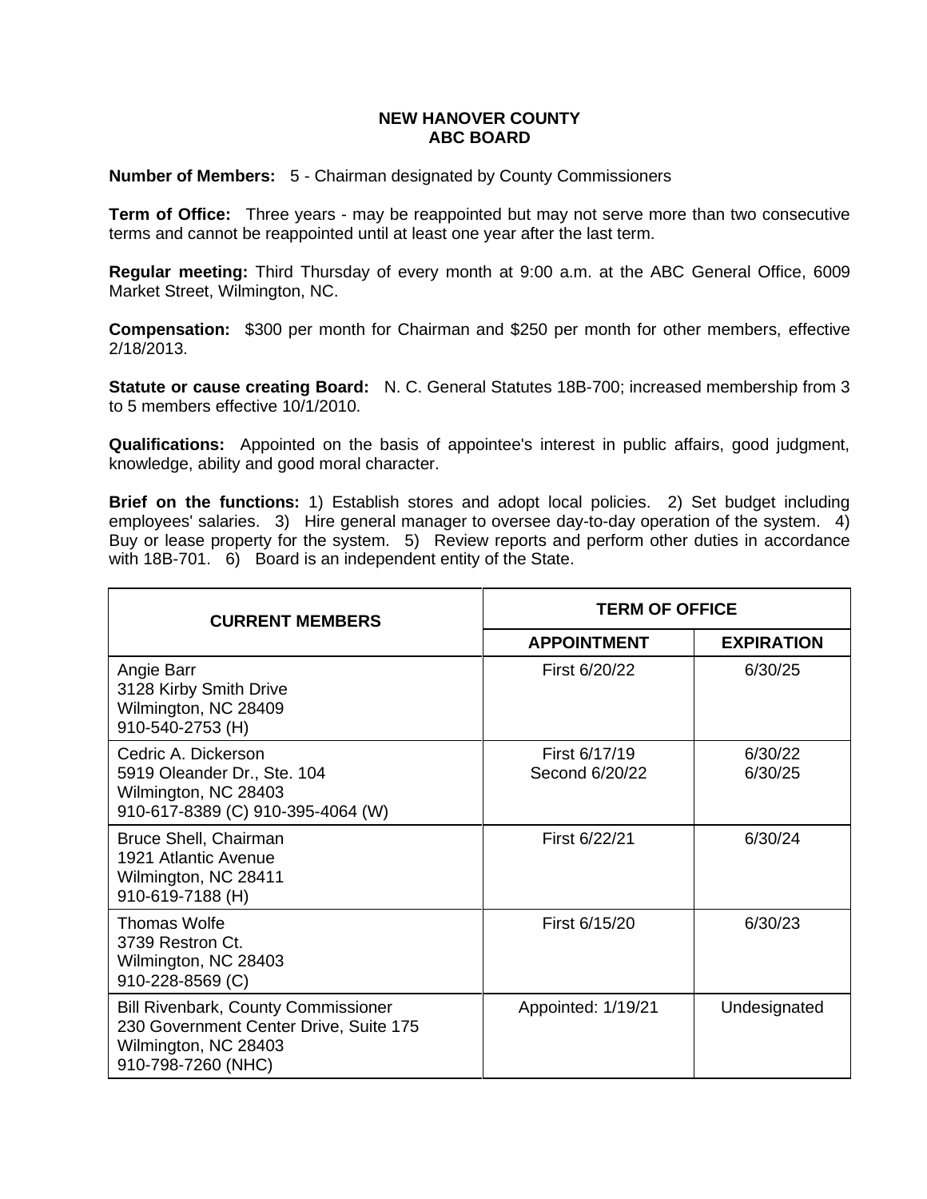# NEW HANOVER COUNTY
## ABC BOARD

**Number of Members:** 5 - Chairman designated by County Commissioners

**Term of Office:** Three years - may be reappointed but may not serve more than two consecutive terms and cannot be reappointed until at least one year after the last term.

**Regular meeting:** Third Thursday of every month at 9:00 a.m. at the ABC General Office, 6009 Market Street, Wilmington, NC.

**Compensation:** $300 per month for Chairman and $250 per month for other members, effective 2/18/2013.

**Statute or cause creating Board:** N. C. General Statutes 18B-700; increased membership from 3 to 5 members effective 10/1/2010.

**Qualifications:** Appointed on the basis of appointee's interest in public affairs, good judgment, knowledge, ability and good moral character.

**Brief on the functions:** 1) Establish stores and adopt local policies. 2) Set budget including employees' salaries. 3) Hire general manager to oversee day-to-day operation of the system. 4) Buy or lease property for the system. 5) Review reports and perform other duties in accordance with 18B-701. 6) Board is an independent entity of the State.

| CURRENT MEMBERS | TERM OF OFFICE | |
|---|---|---|
| | **APPOINTMENT** | **EXPIRATION** |
| Angie Barr<br>3128 Kirby Smith Drive<br>Wilmington, NC 28409<br>910-540-2753 (H) | First 6/20/22 | 6/30/25 |
| Cedric A. Dickerson<br>5919 Oleander Dr., Ste. 104<br>Wilmington, NC 28403<br>910-617-8389 (C) 910-395-4064 (W) | First 6/17/19<br>Second 6/20/22 | 6/30/22<br>6/30/25 |
| Bruce Shell, Chairman<br>1921 Atlantic Avenue<br>Wilmington, NC 28411<br>910-619-7188 (H) | First 6/22/21 | 6/30/24 |
| Thomas Wolfe<br>3739 Restron Ct.<br>Wilmington, NC 28403<br>910-228-8569 (C) | First 6/15/20 | 6/30/23 |
| Bill Rivenbark, County Commissioner<br>230 Government Center Drive, Suite 175<br>Wilmington, NC 28403<br>910-798-7260 (NHC) | Appointed: 1/19/21 | Undesignated |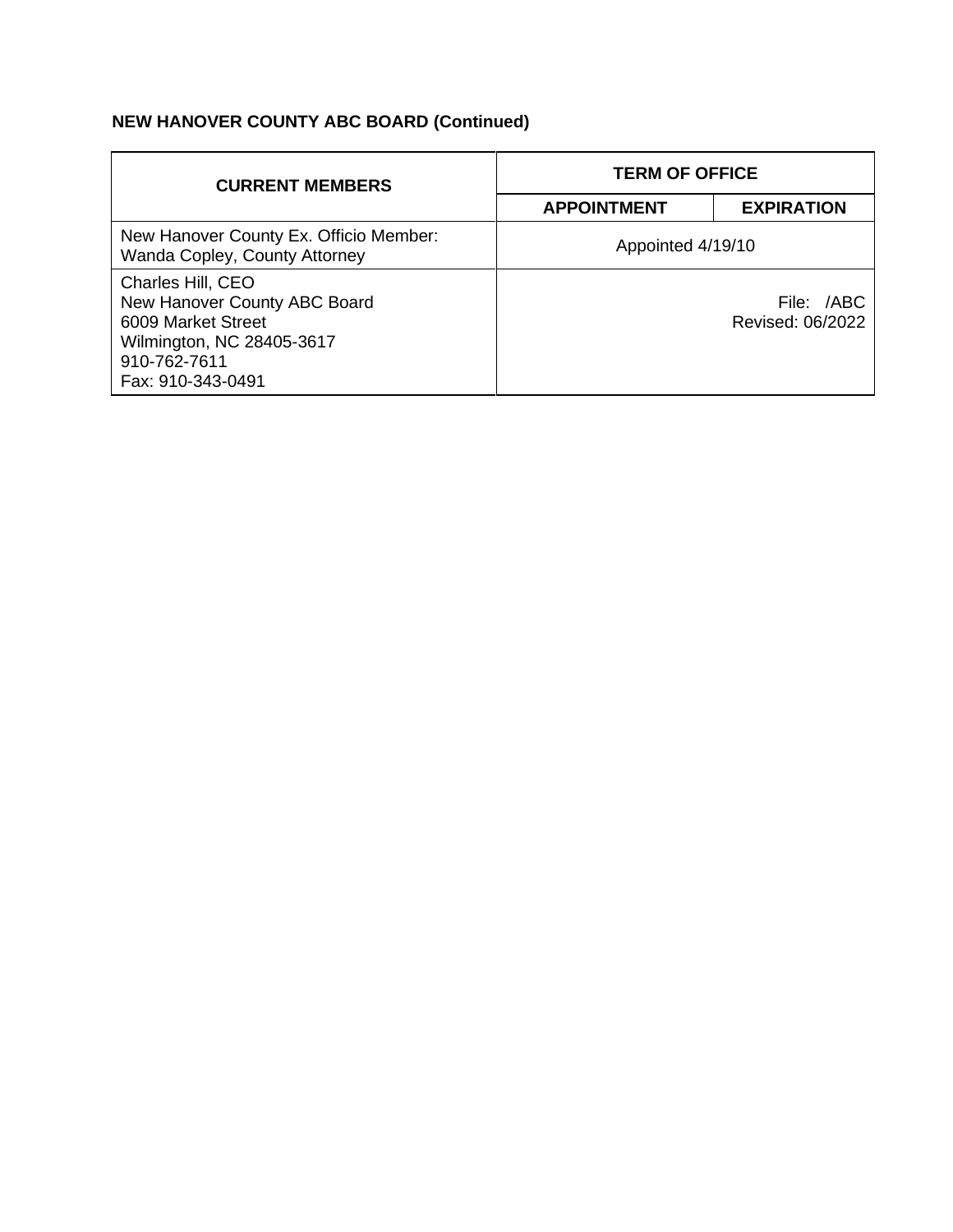**NEW HANOVER COUNTY ABC BOARD (Continued)**

| CURRENT MEMBERS | TERM OF OFFICE | |
|---|---|---|
| | APPOINTMENT | EXPIRATION |
| New Hanover County Ex. Officio Member: Wanda Copley, County Attorney | Appointed 4/19/10 | |
| Charles Hill, CEO<br>New Hanover County ABC Board<br>6009 Market Street<br>Wilmington, NC 28405-3617<br>910-762-7611<br>Fax: 910-343-0491 | | File: /ABC<br>Revised: 06/2022 |